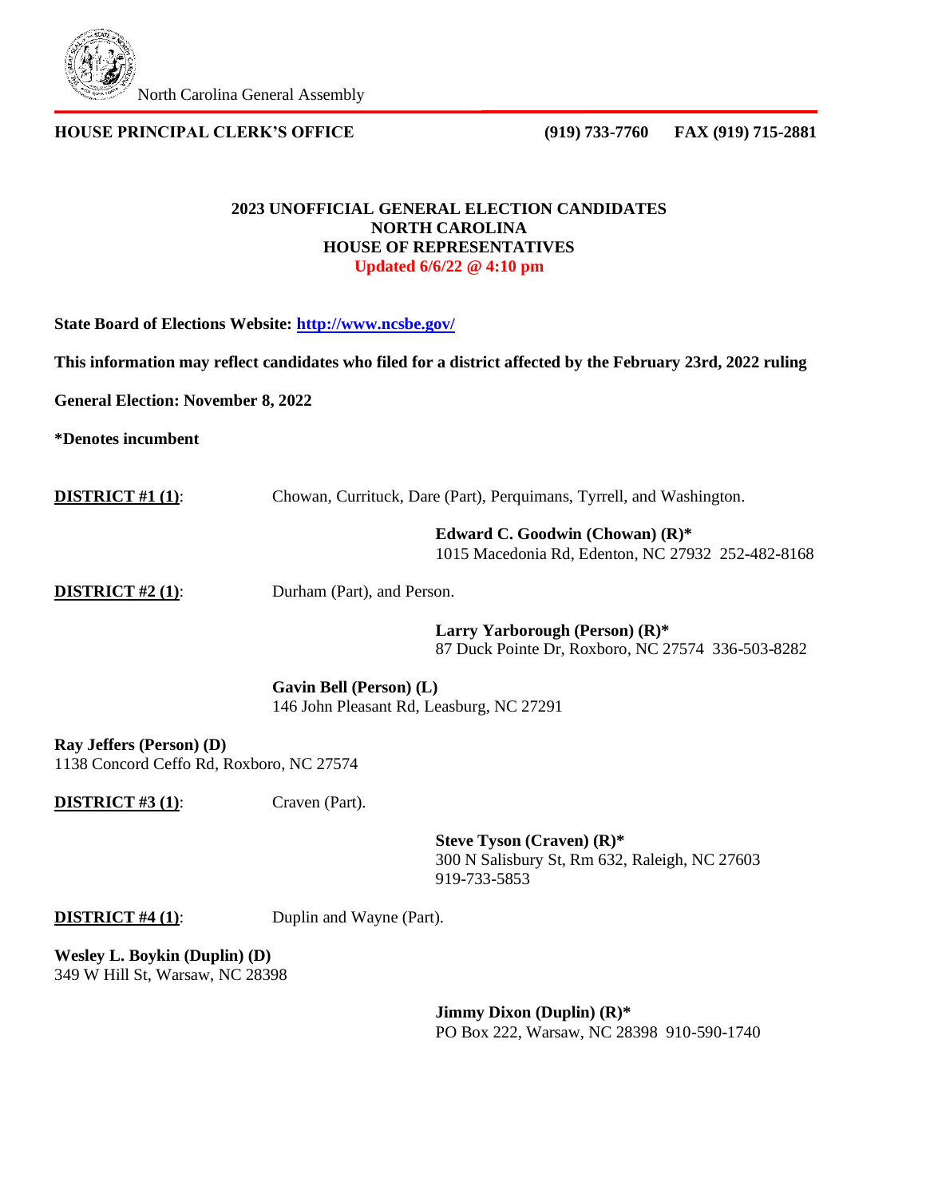North Carolina General Assembly

**HOUSE PRINCIPAL CLERK'S OFFICE** **(919) 733-7760 FAX (919) 715-2881**

**2023 UNOFFICIAL GENERAL ELECTION CANDIDATES**
**NORTH CAROLINA**
**HOUSE OF REPRESENTATIVES**
**Updated 6/6/22 @ 4:10 pm**

**State Board of Elections Website: [http://www.ncsbe.gov/](http://www.ncsbe.gov/)**

**This information may reflect candidates who filed for a district affected by the February 23rd, 2022 ruling**

**General Election: November 8, 2022**

**\*Denotes incumbent**

**DISTRICT #1 (1)**: Chowan, Currituck, Dare (Part), Perquimans, Tyrrell, and Washington.

**Edward C. Goodwin (Chowan) (R)\***
1015 Macedonia Rd, Edenton, NC 27932 252-482-8168

**DISTRICT #2 (1)**: Durham (Part), and Person.

**Larry Yarborough (Person) (R)\***
87 Duck Pointe Dr, Roxboro, NC 27574 336-503-8282

**Gavin Bell (Person) (L)**
146 John Pleasant Rd, Leasburg, NC 27291

**Ray Jeffers (Person) (D)**
1138 Concord Ceffo Rd, Roxboro, NC 27574

**DISTRICT #3 (1)**: Craven (Part).

**Steve Tyson (Craven) (R)\***
300 N Salisbury St, Rm 632, Raleigh, NC 27603
919-733-5853

**DISTRICT #4 (1)**: Duplin and Wayne (Part).

**Wesley L. Boykin (Duplin) (D)**
349 W Hill St, Warsaw, NC 28398

**Jimmy Dixon (Duplin) (R)\***
PO Box 222, Warsaw, NC 28398 910-590-1740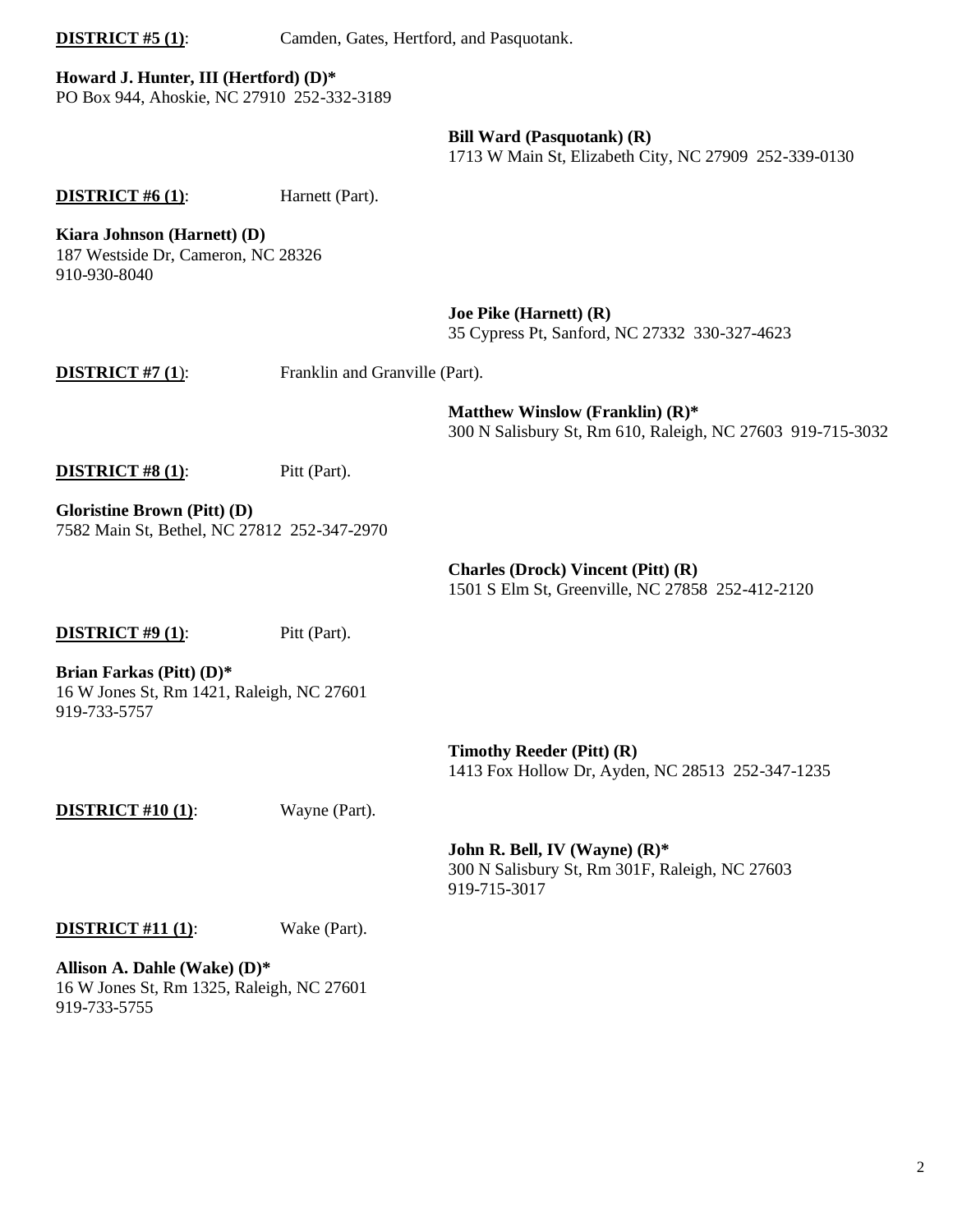**DISTRICT #5 (1)**: Camden, Gates, Hertford, and Pasquotank.

**Howard J. Hunter, III (Hertford) (D)***
PO Box 944, Ahoskie, NC 27910 252-332-3189

**Bill Ward (Pasquotank) (R)**
1713 W Main St, Elizabeth City, NC 27909 252-339-0130

**DISTRICT #6 (1)**: Harnett (Part).

**Kiara Johnson (Harnett) (D)**
187 Westside Dr, Cameron, NC 28326
910-930-8040

**Joe Pike (Harnett) (R)**
35 Cypress Pt, Sanford, NC 27332 330-327-4623

**DISTRICT #7 (1)**: Franklin and Granville (Part).

**Matthew Winslow (Franklin) (R)***
300 N Salisbury St, Rm 610, Raleigh, NC 27603 919-715-3032

**DISTRICT #8 (1)**: Pitt (Part).

**Gloristine Brown (Pitt) (D)**
7582 Main St, Bethel, NC 27812 252-347-2970

**Charles (Drock) Vincent (Pitt) (R)**
1501 S Elm St, Greenville, NC 27858 252-412-2120

**DISTRICT #9 (1)**: Pitt (Part).

**Brian Farkas (Pitt) (D)***
16 W Jones St, Rm 1421, Raleigh, NC 27601
919-733-5757

**Timothy Reeder (Pitt) (R)**
1413 Fox Hollow Dr, Ayden, NC 28513 252-347-1235

**DISTRICT #10 (1)**: Wayne (Part).

**John R. Bell, IV (Wayne) (R)***
300 N Salisbury St, Rm 301F, Raleigh, NC 27603
919-715-3017

**DISTRICT #11 (1)**: Wake (Part).

**Allison A. Dahle (Wake) (D)***
16 W Jones St, Rm 1325, Raleigh, NC 27601
919-733-5755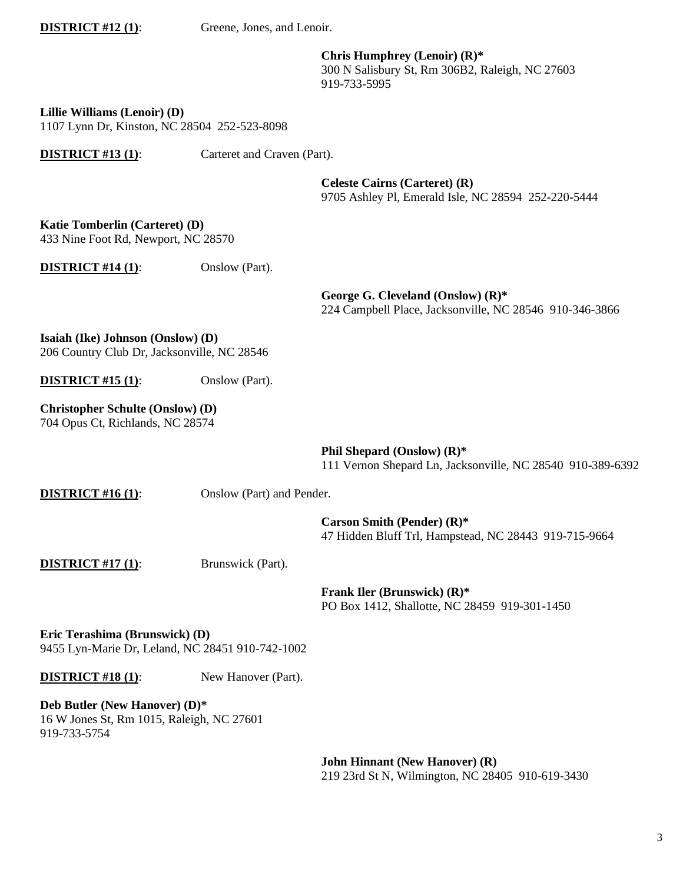**DISTRICT #12 (1)**: Greene, Jones, and Lenoir.

**Chris Humphrey (Lenoir) (R)***
300 N Salisbury St, Rm 306B2, Raleigh, NC 27603
919-733-5995

**Lillie Williams (Lenoir) (D)**
1107 Lynn Dr, Kinston, NC 28504 252-523-8098

**DISTRICT #13 (1)**: Carteret and Craven (Part).

**Celeste Cairns (Carteret) (R)**
9705 Ashley Pl, Emerald Isle, NC 28594 252-220-5444

**Katie Tomberlin (Carteret) (D)**
433 Nine Foot Rd, Newport, NC 28570

**DISTRICT #14 (1)**: Onslow (Part).

**George G. Cleveland (Onslow) (R)***
224 Campbell Place, Jacksonville, NC 28546 910-346-3866

**Isaiah (Ike) Johnson (Onslow) (D)**
206 Country Club Dr, Jacksonville, NC 28546

**DISTRICT #15 (1)**: Onslow (Part).

**Christopher Schulte (Onslow) (D)**
704 Opus Ct, Richlands, NC 28574

**Phil Shepard (Onslow) (R)***
111 Vernon Shepard Ln, Jacksonville, NC 28540 910-389-6392

**DISTRICT #16 (1)**: Onslow (Part) and Pender.

**Carson Smith (Pender) (R)***
47 Hidden Bluff Trl, Hampstead, NC 28443 919-715-9664

**DISTRICT #17 (1)**: Brunswick (Part).

**Frank Iler (Brunswick) (R)***
PO Box 1412, Shallotte, NC 28459 919-301-1450

**Eric Terashima (Brunswick) (D)**
9455 Lyn-Marie Dr, Leland, NC 28451 910-742-1002

**DISTRICT #18 (1)**: New Hanover (Part).

**Deb Butler (New Hanover) (D)***
16 W Jones St, Rm 1015, Raleigh, NC 27601
919-733-5754

**John Hinnant (New Hanover) (R)**
219 23rd St N, Wilmington, NC 28405 910-619-3430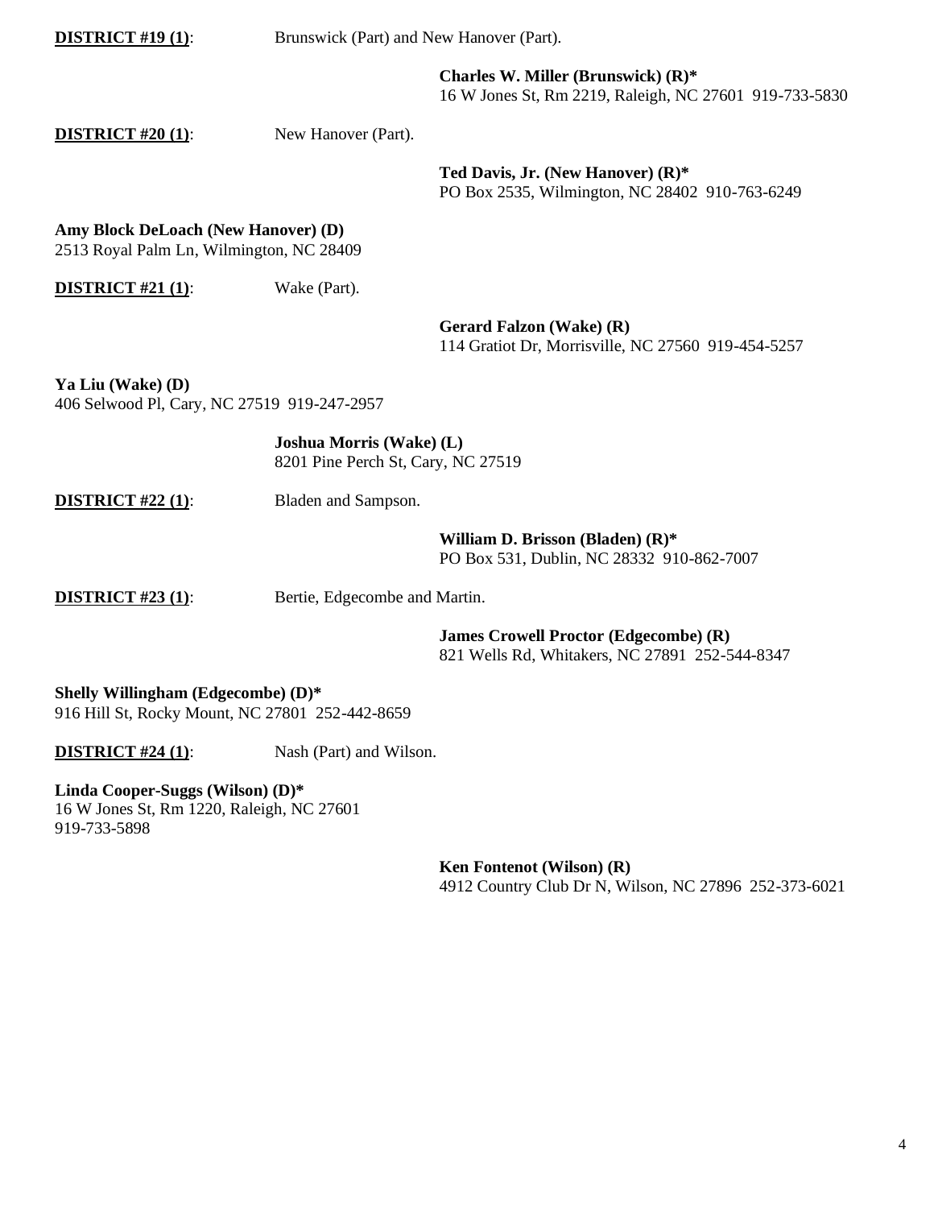**<u>DISTRICT #19 (1)</u>**: Brunswick (Part) and New Hanover (Part).

**Charles W. Miller (Brunswick) (R)***
16 W Jones St, Rm 2219, Raleigh, NC 27601 919-733-5830

**<u>DISTRICT #20 (1)</u>**: New Hanover (Part).

**Ted Davis, Jr. (New Hanover) (R)***
PO Box 2535, Wilmington, NC 28402 910-763-6249

**Amy Block DeLoach (New Hanover) (D)**
2513 Royal Palm Ln, Wilmington, NC 28409

**<u>DISTRICT #21 (1)</u>**: Wake (Part).

**Gerard Falzon (Wake) (R)**
114 Gratiot Dr, Morrisville, NC 27560 919-454-5257

**Ya Liu (Wake) (D)**
406 Selwood Pl, Cary, NC 27519 919-247-2957

**Joshua Morris (Wake) (L)**
8201 Pine Perch St, Cary, NC 27519

**<u>DISTRICT #22 (1)</u>**: Bladen and Sampson.

**William D. Brisson (Bladen) (R)***
PO Box 531, Dublin, NC 28332 910-862-7007

**<u>DISTRICT #23 (1)</u>**: Bertie, Edgecombe and Martin.

**James Crowell Proctor (Edgecombe) (R)**
821 Wells Rd, Whitakers, NC 27891 252-544-8347

**Shelly Willingham (Edgecombe) (D)***
916 Hill St, Rocky Mount, NC 27801 252-442-8659

**<u>DISTRICT #24 (1)</u>**: Nash (Part) and Wilson.

**Linda Cooper-Suggs (Wilson) (D)***
16 W Jones St, Rm 1220, Raleigh, NC 27601
919-733-5898

**Ken Fontenot (Wilson) (R)**
4912 Country Club Dr N, Wilson, NC 27896 252-373-6021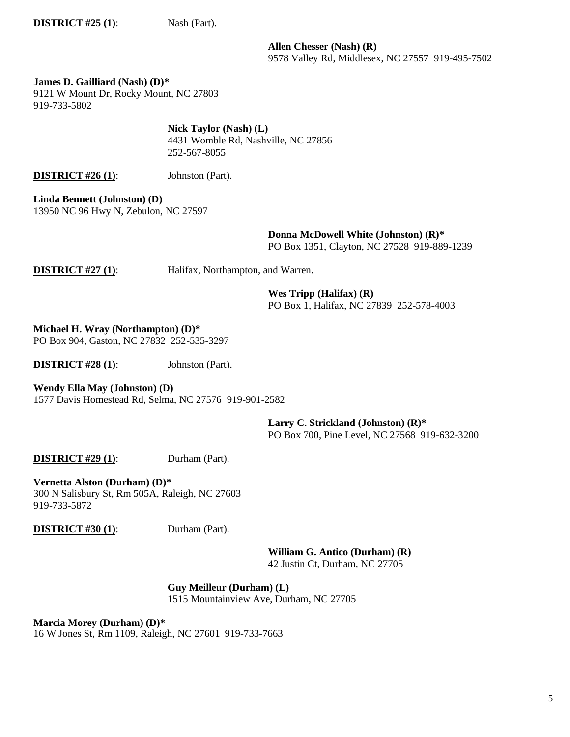**DISTRICT #25 (1)**: Nash (Part).

**Allen Chesser (Nash) (R)**
9578 Valley Rd, Middlesex, NC 27557 919-495-7502

**James D. Gailliard (Nash) (D)***
9121 W Mount Dr, Rocky Mount, NC 27803
919-733-5802

**Nick Taylor (Nash) (L)**
4431 Womble Rd, Nashville, NC 27856
252-567-8055

**DISTRICT #26 (1)**: Johnston (Part).

**Linda Bennett (Johnston) (D)**
13950 NC 96 Hwy N, Zebulon, NC 27597

**Donna McDowell White (Johnston) (R)***
PO Box 1351, Clayton, NC 27528 919-889-1239

**DISTRICT #27 (1)**: Halifax, Northampton, and Warren.

**Wes Tripp (Halifax) (R)**
PO Box 1, Halifax, NC 27839 252-578-4003

**Michael H. Wray (Northampton) (D)***
PO Box 904, Gaston, NC 27832 252-535-3297

**DISTRICT #28 (1)**: Johnston (Part).

**Wendy Ella May (Johnston) (D)**
1577 Davis Homestead Rd, Selma, NC 27576 919-901-2582

**Larry C. Strickland (Johnston) (R)***
PO Box 700, Pine Level, NC 27568 919-632-3200

**DISTRICT #29 (1)**: Durham (Part).

**Vernetta Alston (Durham) (D)***
300 N Salisbury St, Rm 505A, Raleigh, NC 27603
919-733-5872

**DISTRICT #30 (1)**: Durham (Part).

**William G. Antico (Durham) (R)**
42 Justin Ct, Durham, NC 27705

**Guy Meilleur (Durham) (L)**
1515 Mountainview Ave, Durham, NC 27705

**Marcia Morey (Durham) (D)***
16 W Jones St, Rm 1109, Raleigh, NC 27601 919-733-7663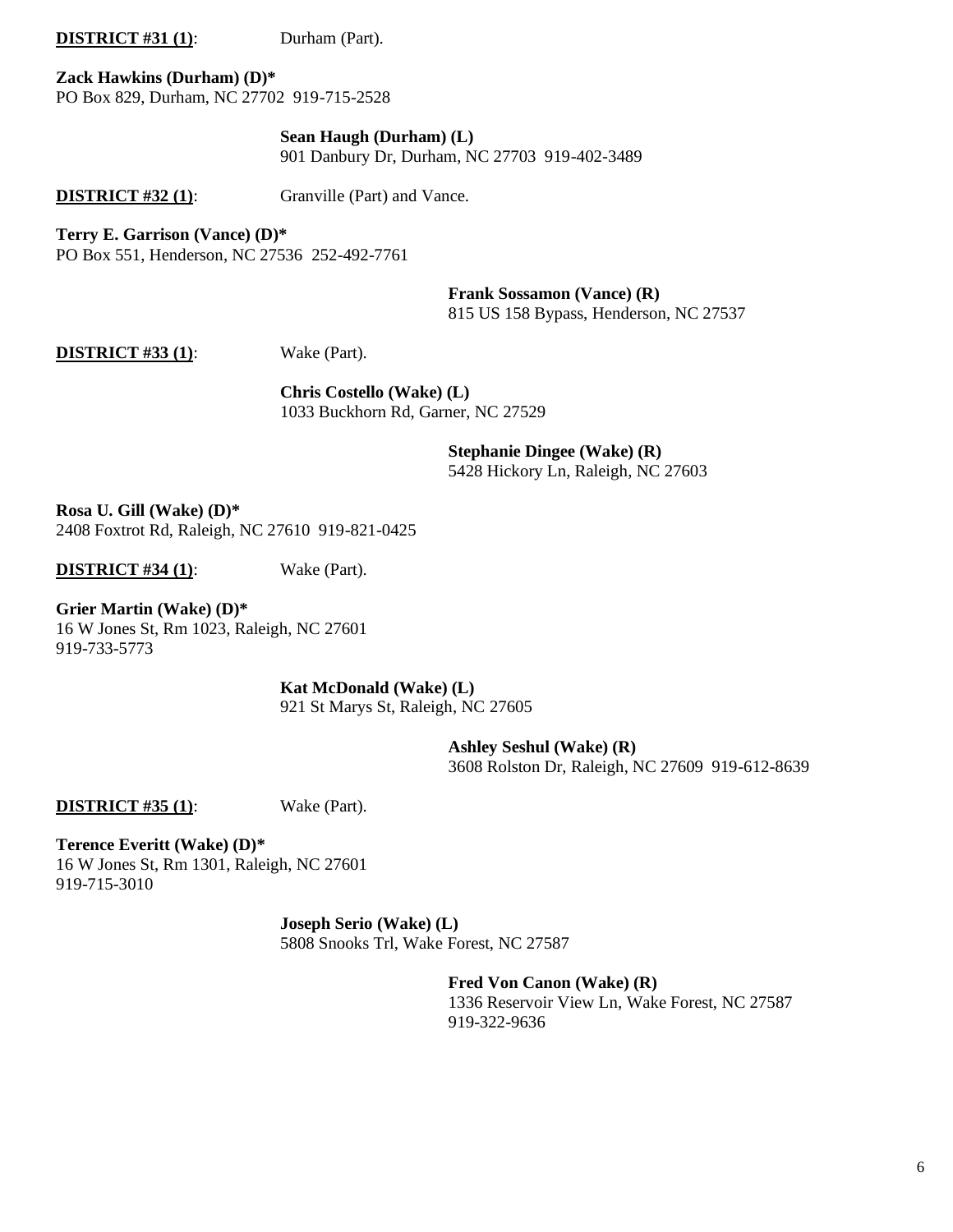**DISTRICT #31 (1)**: Durham (Part).

**Zack Hawkins (Durham) (D)***
PO Box 829, Durham, NC 27702 919-715-2528

**Sean Haugh (Durham) (L)**
901 Danbury Dr, Durham, NC 27703 919-402-3489

**DISTRICT #32 (1)**: Granville (Part) and Vance.

**Terry E. Garrison (Vance) (D)***
PO Box 551, Henderson, NC 27536 252-492-7761

**Frank Sossamon (Vance) (R)**
815 US 158 Bypass, Henderson, NC 27537

**DISTRICT #33 (1)**: Wake (Part).

**Chris Costello (Wake) (L)**
1033 Buckhorn Rd, Garner, NC 27529

**Stephanie Dingee (Wake) (R)**
5428 Hickory Ln, Raleigh, NC 27603

**Rosa U. Gill (Wake) (D)***
2408 Foxtrot Rd, Raleigh, NC 27610 919-821-0425

**DISTRICT #34 (1)**: Wake (Part).

**Grier Martin (Wake) (D)***
16 W Jones St, Rm 1023, Raleigh, NC 27601
919-733-5773

**Kat McDonald (Wake) (L)**
921 St Marys St, Raleigh, NC 27605

**Ashley Seshul (Wake) (R)**
3608 Rolston Dr, Raleigh, NC 27609 919-612-8639

**DISTRICT #35 (1)**: Wake (Part).

**Terence Everitt (Wake) (D)***
16 W Jones St, Rm 1301, Raleigh, NC 27601
919-715-3010

**Joseph Serio (Wake) (L)**
5808 Snooks Trl, Wake Forest, NC 27587

**Fred Von Canon (Wake) (R)**
1336 Reservoir View Ln, Wake Forest, NC 27587
919-322-9636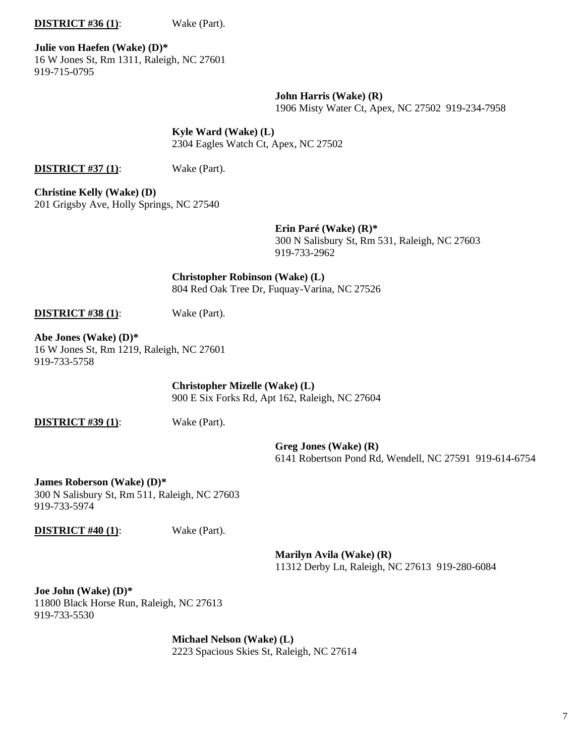**<u>DISTRICT #36 (1)</u>**: Wake (Part).

**Julie von Haefen (Wake) (D)***
16 W Jones St, Rm 1311, Raleigh, NC 27601
919-715-0795

**John Harris (Wake) (R)**
1906 Misty Water Ct, Apex, NC 27502 919-234-7958

**Kyle Ward (Wake) (L)**
2304 Eagles Watch Ct, Apex, NC 27502

**<u>DISTRICT #37 (1)</u>**: Wake (Part).

**Christine Kelly (Wake) (D)**
201 Grigsby Ave, Holly Springs, NC 27540

**Erin Paré (Wake) (R)***
300 N Salisbury St, Rm 531, Raleigh, NC 27603
919-733-2962

**Christopher Robinson (Wake) (L)**
804 Red Oak Tree Dr, Fuquay-Varina, NC 27526

**<u>DISTRICT #38 (1)</u>**: Wake (Part).

**Abe Jones (Wake) (D)***
16 W Jones St, Rm 1219, Raleigh, NC 27601
919-733-5758

**Christopher Mizelle (Wake) (L)**
900 E Six Forks Rd, Apt 162, Raleigh, NC 27604

**<u>DISTRICT #39 (1)</u>**: Wake (Part).

**Greg Jones (Wake) (R)**
6141 Robertson Pond Rd, Wendell, NC 27591 919-614-6754

**James Roberson (Wake) (D)***
300 N Salisbury St, Rm 511, Raleigh, NC 27603
919-733-5974

**<u>DISTRICT #40 (1)</u>**: Wake (Part).

**Marilyn Avila (Wake) (R)**
11312 Derby Ln, Raleigh, NC 27613 919-280-6084

**Joe John (Wake) (D)***
11800 Black Horse Run, Raleigh, NC 27613
919-733-5530

**Michael Nelson (Wake) (L)**
2223 Spacious Skies St, Raleigh, NC 27614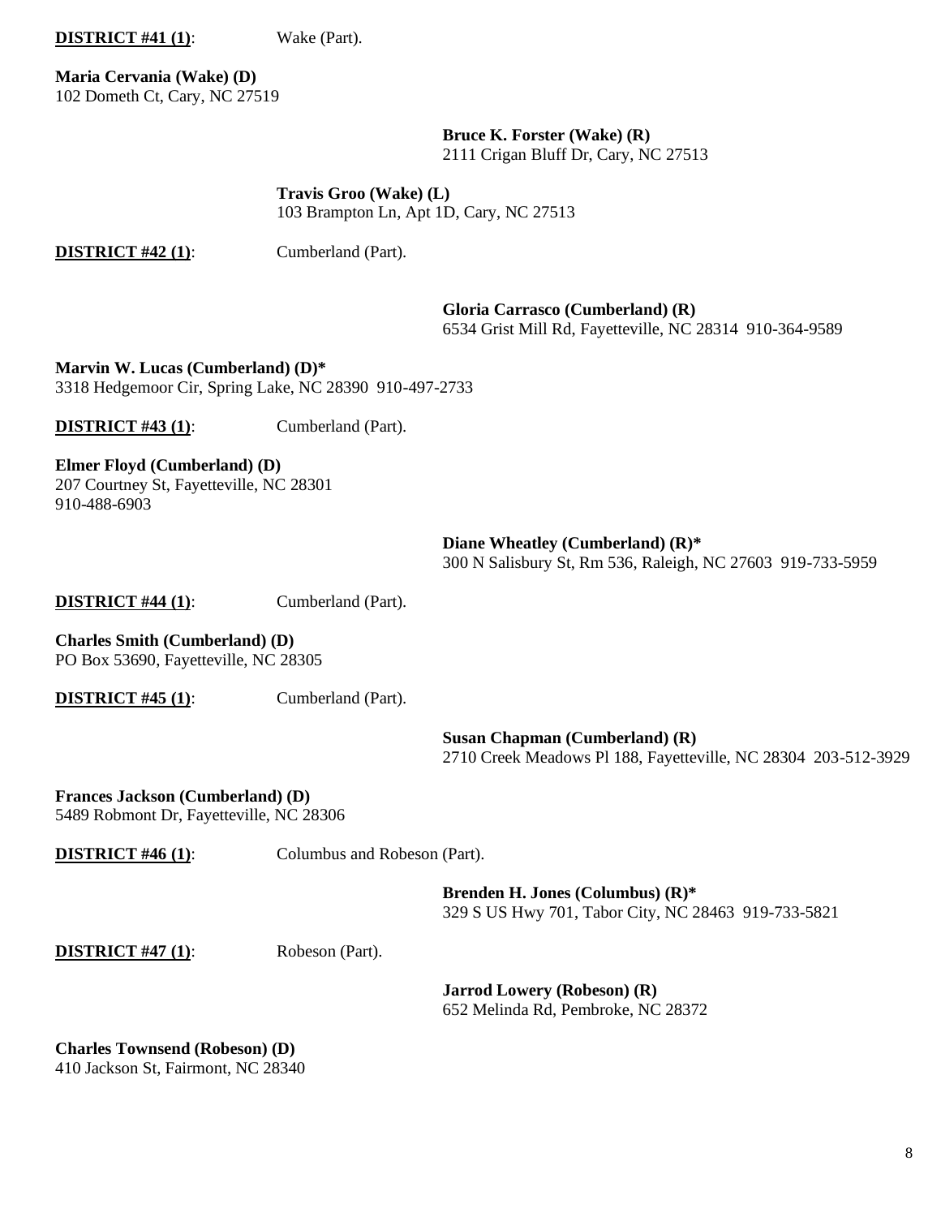**DISTRICT #41 (1)**: Wake (Part).

**Maria Cervania (Wake) (D)**
102 Dometh Ct, Cary, NC 27519

**Bruce K. Forster (Wake) (R)**
2111 Crigan Bluff Dr, Cary, NC 27513

**Travis Groo (Wake) (L)**
103 Brampton Ln, Apt 1D, Cary, NC 27513

**DISTRICT #42 (1)**: Cumberland (Part).

**Gloria Carrasco (Cumberland) (R)**
6534 Grist Mill Rd, Fayetteville, NC 28314 910-364-9589

**Marvin W. Lucas (Cumberland) (D)***
3318 Hedgemoor Cir, Spring Lake, NC 28390 910-497-2733

**DISTRICT #43 (1)**: Cumberland (Part).

**Elmer Floyd (Cumberland) (D)**
207 Courtney St, Fayetteville, NC 28301
910-488-6903

**Diane Wheatley (Cumberland) (R)***
300 N Salisbury St, Rm 536, Raleigh, NC 27603 919-733-5959

**DISTRICT #44 (1)**: Cumberland (Part).

**Charles Smith (Cumberland) (D)**
PO Box 53690, Fayetteville, NC 28305

**DISTRICT #45 (1)**: Cumberland (Part).

**Susan Chapman (Cumberland) (R)**
2710 Creek Meadows Pl 188, Fayetteville, NC 28304 203-512-3929

**Frances Jackson (Cumberland) (D)**
5489 Robmont Dr, Fayetteville, NC 28306

**DISTRICT #46 (1)**: Columbus and Robeson (Part).

**Brenden H. Jones (Columbus) (R)***
329 S US Hwy 701, Tabor City, NC 28463 919-733-5821

**DISTRICT #47 (1)**: Robeson (Part).

**Jarrod Lowery (Robeson) (R)**
652 Melinda Rd, Pembroke, NC 28372

**Charles Townsend (Robeson) (D)**
410 Jackson St, Fairmont, NC 28340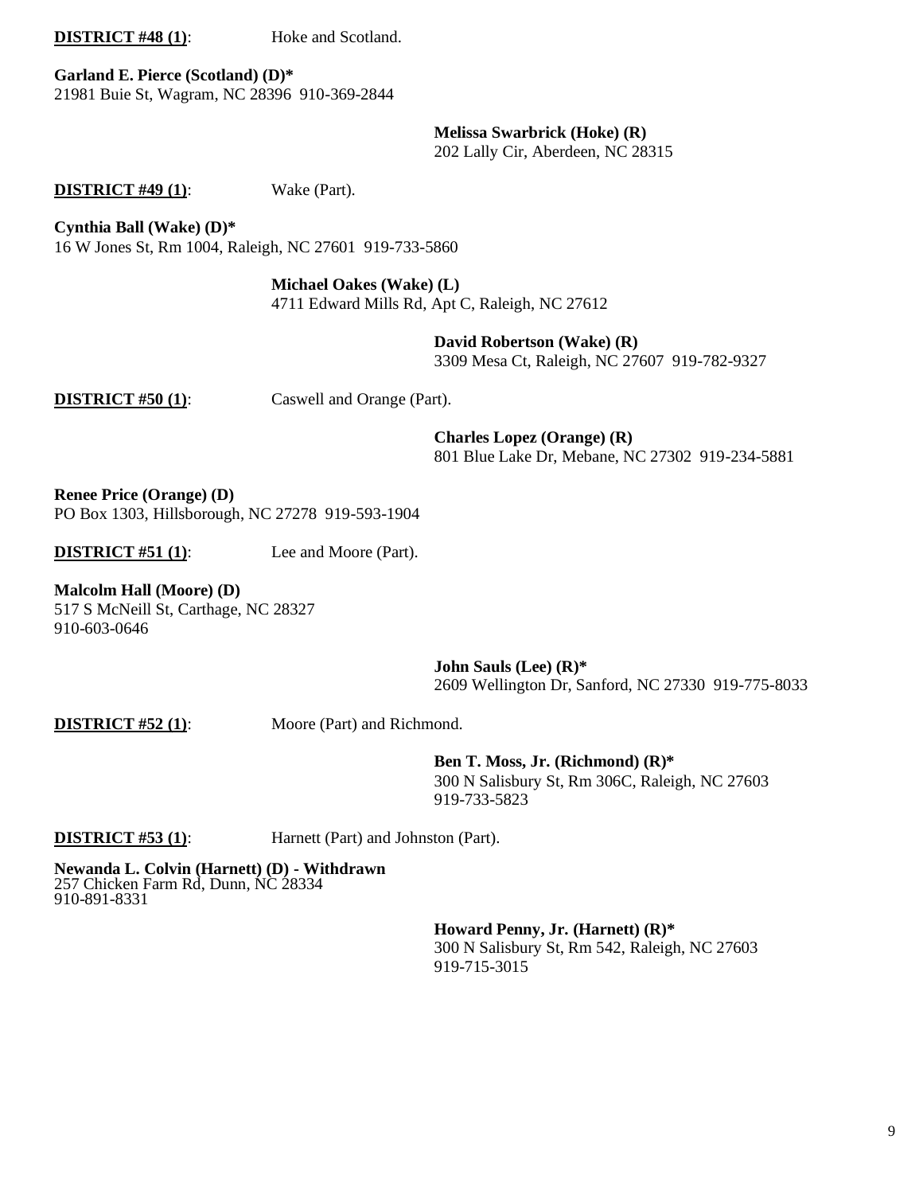**DISTRICT #48 (1)**: Hoke and Scotland.

**Garland E. Pierce (Scotland) (D)***
21981 Buie St, Wagram, NC 28396 910-369-2844

**Melissa Swarbrick (Hoke) (R)**
202 Lally Cir, Aberdeen, NC 28315

**DISTRICT #49 (1)**: Wake (Part).

**Cynthia Ball (Wake) (D)***
16 W Jones St, Rm 1004, Raleigh, NC 27601 919-733-5860

**Michael Oakes (Wake) (L)**
4711 Edward Mills Rd, Apt C, Raleigh, NC 27612

**David Robertson (Wake) (R)**
3309 Mesa Ct, Raleigh, NC 27607 919-782-9327

**DISTRICT #50 (1)**: Caswell and Orange (Part).

**Charles Lopez (Orange) (R)**
801 Blue Lake Dr, Mebane, NC 27302 919-234-5881

**Renee Price (Orange) (D)**
PO Box 1303, Hillsborough, NC 27278 919-593-1904

**DISTRICT #51 (1)**: Lee and Moore (Part).

**Malcolm Hall (Moore) (D)**
517 S McNeill St, Carthage, NC 28327
910-603-0646

**John Sauls (Lee) (R)***
2609 Wellington Dr, Sanford, NC 27330 919-775-8033

**DISTRICT #52 (1)**: Moore (Part) and Richmond.

**Ben T. Moss, Jr. (Richmond) (R)***
300 N Salisbury St, Rm 306C, Raleigh, NC 27603
919-733-5823

**DISTRICT #53 (1)**: Harnett (Part) and Johnston (Part).

**Newanda L. Colvin (Harnett) (D) - Withdrawn**
257 Chicken Farm Rd, Dunn, NC 28334
910-891-8331

**Howard Penny, Jr. (Harnett) (R)***
300 N Salisbury St, Rm 542, Raleigh, NC 27603
919-715-3015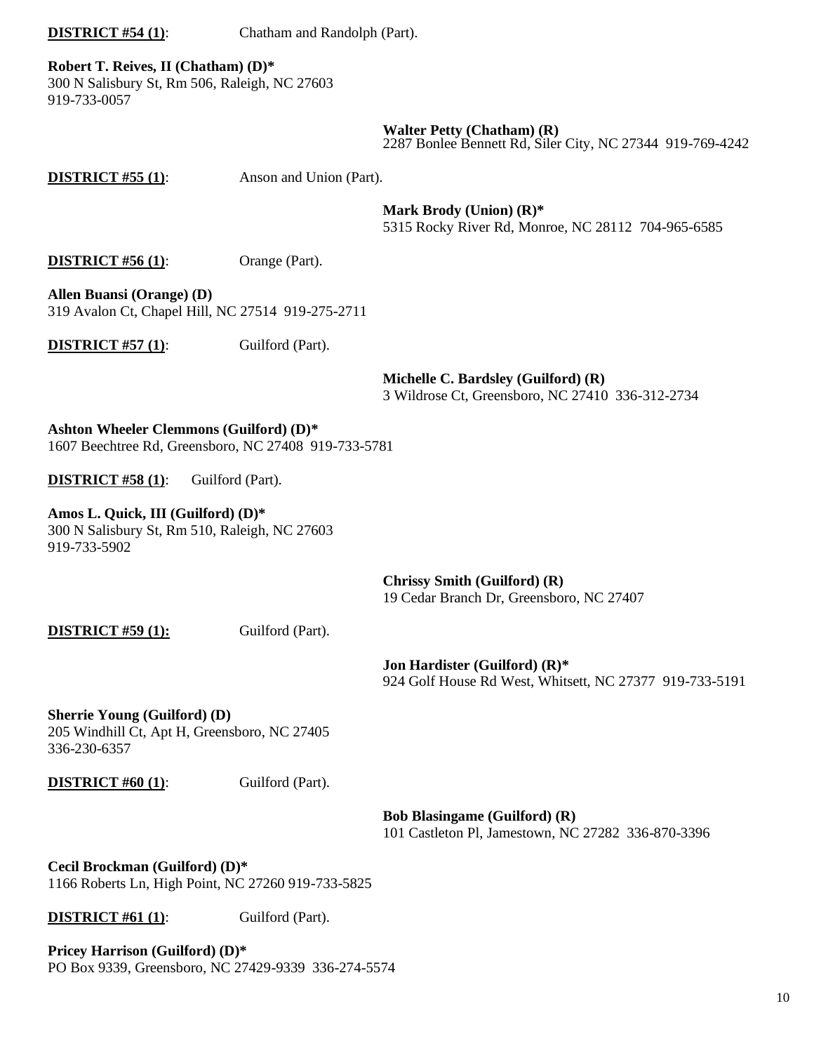**DISTRICT #54 (1)**: Chatham and Randolph (Part).

**Robert T. Reives, II (Chatham) (D)***
300 N Salisbury St, Rm 506, Raleigh, NC 27603
919-733-0057

**Walter Petty (Chatham) (R)**
2287 Bonlee Bennett Rd, Siler City, NC 27344 919-769-4242

**DISTRICT #55 (1)**: Anson and Union (Part).

**Mark Brody (Union) (R)***
5315 Rocky River Rd, Monroe, NC 28112 704-965-6585

**DISTRICT #56 (1)**: Orange (Part).

**Allen Buansi (Orange) (D)**
319 Avalon Ct, Chapel Hill, NC 27514 919-275-2711

**DISTRICT #57 (1)**: Guilford (Part).

**Michelle C. Bardsley (Guilford) (R)**
3 Wildrose Ct, Greensboro, NC 27410 336-312-2734

**Ashton Wheeler Clemmons (Guilford) (D)***
1607 Beechtree Rd, Greensboro, NC 27408 919-733-5781

**DISTRICT #58 (1)**: Guilford (Part).

**Amos L. Quick, III (Guilford) (D)***
300 N Salisbury St, Rm 510, Raleigh, NC 27603
919-733-5902

**Chrissy Smith (Guilford) (R)**
19 Cedar Branch Dr, Greensboro, NC 27407

**DISTRICT #59 (1):** Guilford (Part).

**Jon Hardister (Guilford) (R)***
924 Golf House Rd West, Whitsett, NC 27377 919-733-5191

**Sherrie Young (Guilford) (D)**
205 Windhill Ct, Apt H, Greensboro, NC 27405
336-230-6357

**DISTRICT #60 (1)**: Guilford (Part).

**Bob Blasingame (Guilford) (R)**
101 Castleton Pl, Jamestown, NC 27282 336-870-3396

**Cecil Brockman (Guilford) (D)***
1166 Roberts Ln, High Point, NC 27260 919-733-5825

**DISTRICT #61 (1)**: Guilford (Part).

**Pricey Harrison (Guilford) (D)***
PO Box 9339, Greensboro, NC 27429-9339 336-274-5574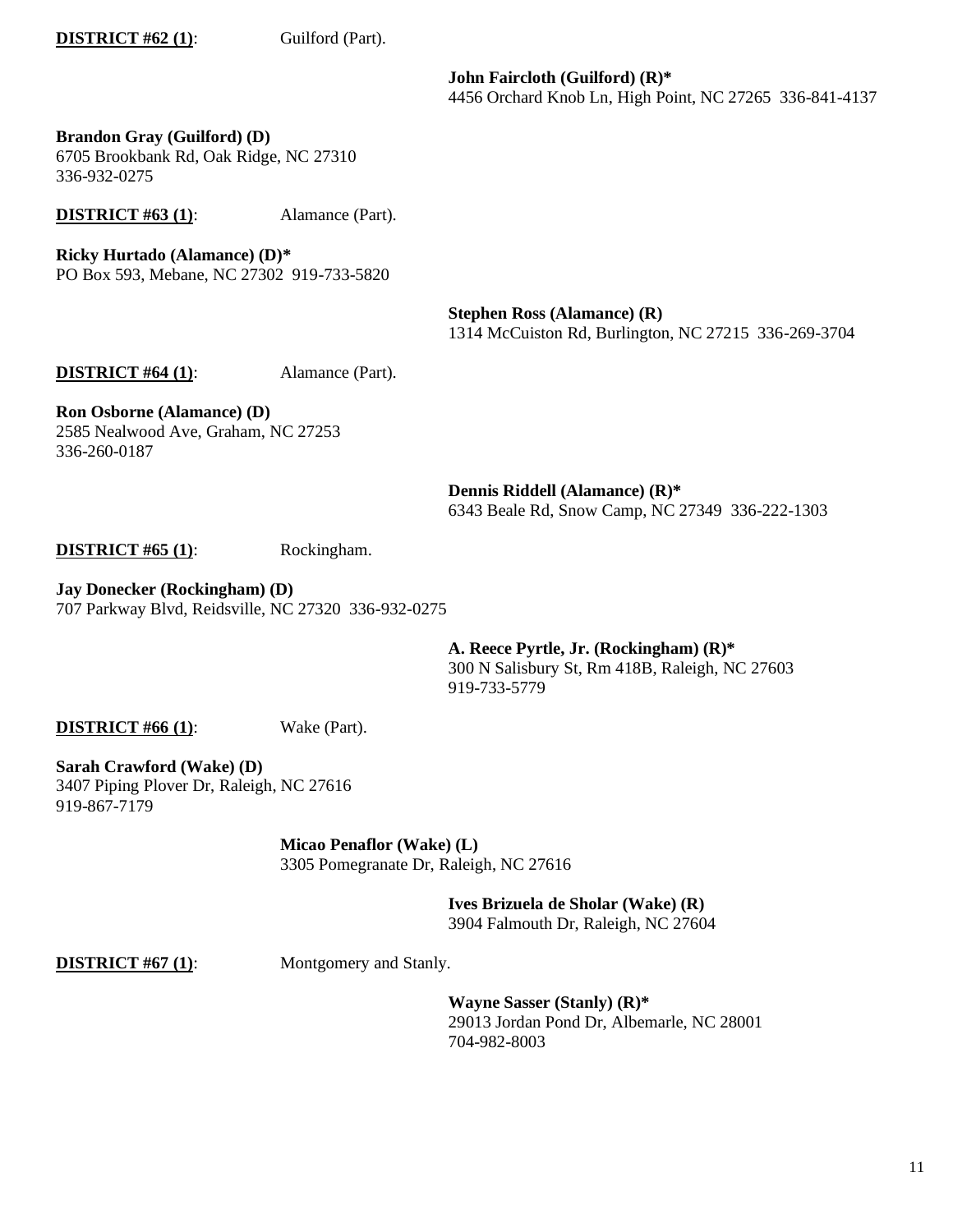**DISTRICT #62 (1)**: Guilford (Part).

**John Faircloth (Guilford) (R)***
4456 Orchard Knob Ln, High Point, NC 27265 336-841-4137

**Brandon Gray (Guilford) (D)**
6705 Brookbank Rd, Oak Ridge, NC 27310
336-932-0275

**DISTRICT #63 (1)**: Alamance (Part).

**Ricky Hurtado (Alamance) (D)***
PO Box 593, Mebane, NC 27302 919-733-5820

**Stephen Ross (Alamance) (R)**
1314 McCuiston Rd, Burlington, NC 27215 336-269-3704

**DISTRICT #64 (1)**: Alamance (Part).

**Ron Osborne (Alamance) (D)**
2585 Nealwood Ave, Graham, NC 27253
336-260-0187

**Dennis Riddell (Alamance) (R)***
6343 Beale Rd, Snow Camp, NC 27349 336-222-1303

**DISTRICT #65 (1)**: Rockingham.

**Jay Donecker (Rockingham) (D)**
707 Parkway Blvd, Reidsville, NC 27320 336-932-0275

**A. Reece Pyrtle, Jr. (Rockingham) (R)***
300 N Salisbury St, Rm 418B, Raleigh, NC 27603
919-733-5779

**DISTRICT #66 (1)**: Wake (Part).

**Sarah Crawford (Wake) (D)**
3407 Piping Plover Dr, Raleigh, NC 27616
919-867-7179

**Micao Penaflor (Wake) (L)**
3305 Pomegranate Dr, Raleigh, NC 27616

**Ives Brizuela de Sholar (Wake) (R)**
3904 Falmouth Dr, Raleigh, NC 27604

**DISTRICT #67 (1)**: Montgomery and Stanly.

**Wayne Sasser (Stanly) (R)***
29013 Jordan Pond Dr, Albemarle, NC 28001
704-982-8003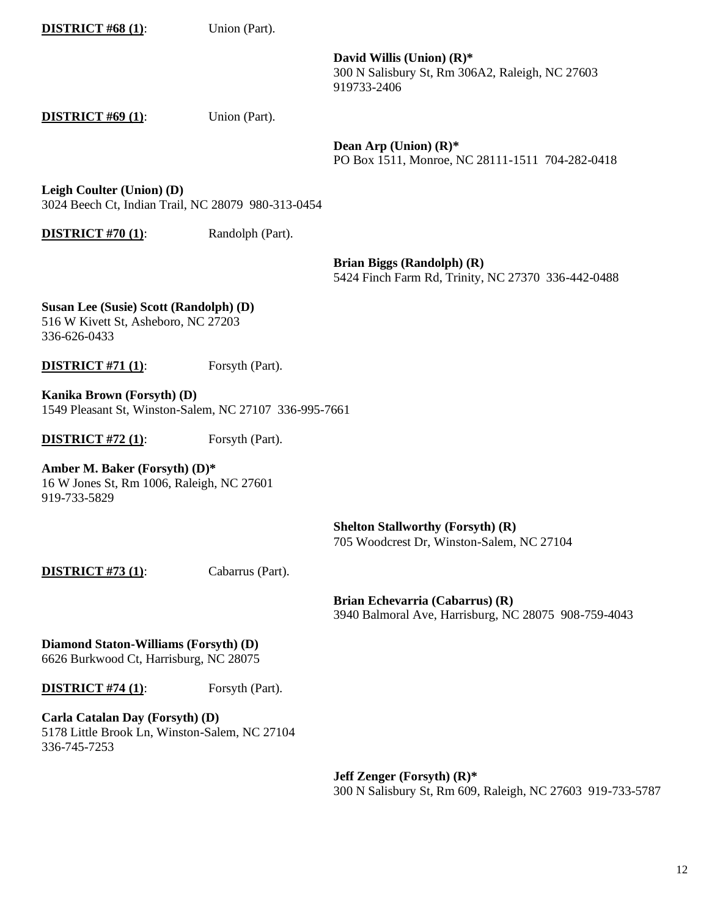**DISTRICT #68 (1)**: Union (Part).

**David Willis (Union) (R)***
300 N Salisbury St, Rm 306A2, Raleigh, NC 27603
919733-2406

**DISTRICT #69 (1)**: Union (Part).

**Dean Arp (Union) (R)***
PO Box 1511, Monroe, NC 28111-1511 704-282-0418

**Leigh Coulter (Union) (D)**
3024 Beech Ct, Indian Trail, NC 28079 980-313-0454

**DISTRICT #70 (1)**: Randolph (Part).

**Brian Biggs (Randolph) (R)**
5424 Finch Farm Rd, Trinity, NC 27370 336-442-0488

**Susan Lee (Susie) Scott (Randolph) (D)**
516 W Kivett St, Asheboro, NC 27203
336-626-0433

**DISTRICT #71 (1)**: Forsyth (Part).

**Kanika Brown (Forsyth) (D)**
1549 Pleasant St, Winston-Salem, NC 27107 336-995-7661

**DISTRICT #72 (1)**: Forsyth (Part).

**Amber M. Baker (Forsyth) (D)***
16 W Jones St, Rm 1006, Raleigh, NC 27601
919-733-5829

**Shelton Stallworthy (Forsyth) (R)**
705 Woodcrest Dr, Winston-Salem, NC 27104

**DISTRICT #73 (1)**: Cabarrus (Part).

**Brian Echevarria (Cabarrus) (R)**
3940 Balmoral Ave, Harrisburg, NC 28075 908-759-4043

**Diamond Staton-Williams (Forsyth) (D)**
6626 Burkwood Ct, Harrisburg, NC 28075

**DISTRICT #74 (1)**: Forsyth (Part).

**Carla Catalan Day (Forsyth) (D)**
5178 Little Brook Ln, Winston-Salem, NC 27104
336-745-7253

**Jeff Zenger (Forsyth) (R)***
300 N Salisbury St, Rm 609, Raleigh, NC 27603 919-733-5787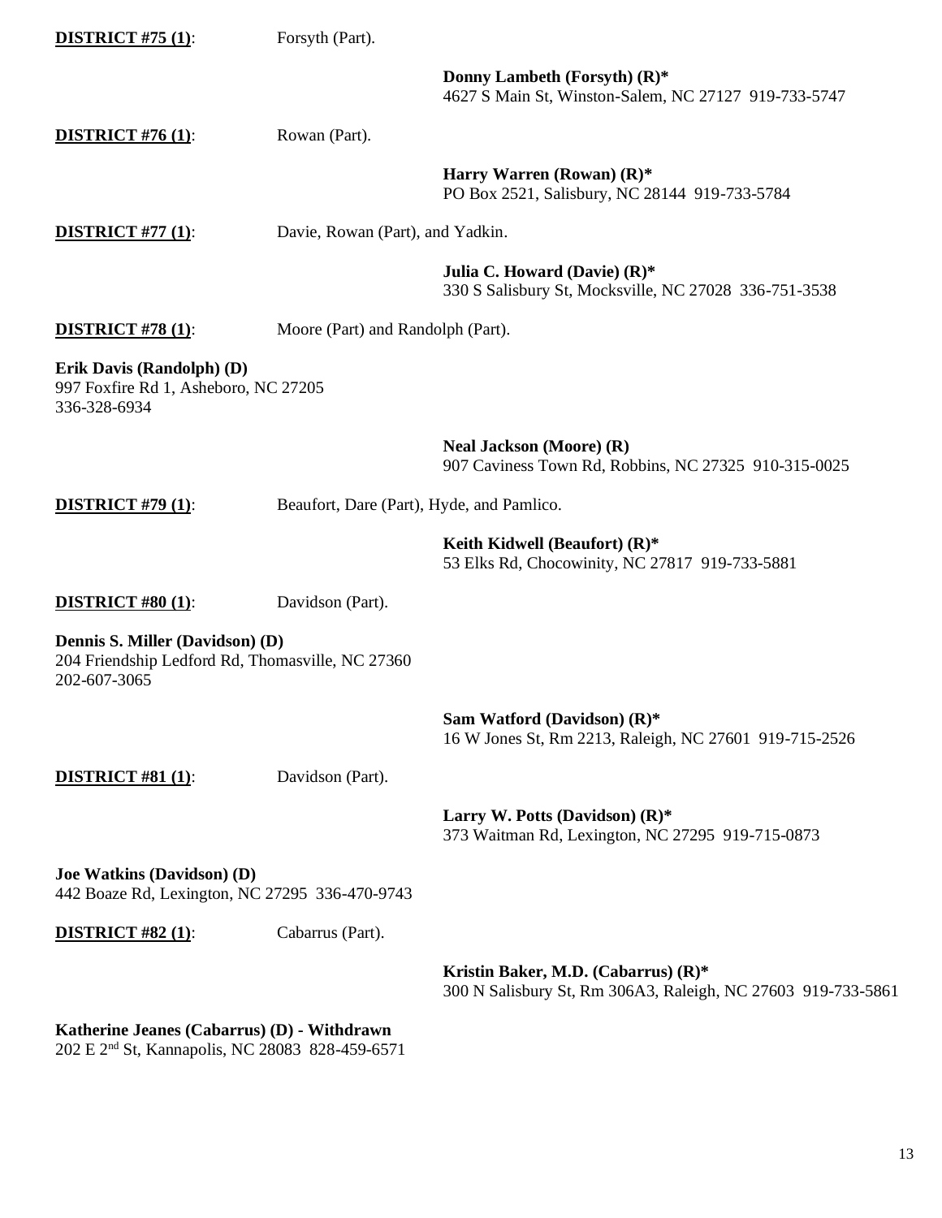**DISTRICT #75 (1)**: Forsyth (Part).

**Donny Lambeth (Forsyth) (R)***
4627 S Main St, Winston-Salem, NC 27127 919-733-5747

**DISTRICT #76 (1)**: Rowan (Part).

**Harry Warren (Rowan) (R)***
PO Box 2521, Salisbury, NC 28144 919-733-5784

**DISTRICT #77 (1)**: Davie, Rowan (Part), and Yadkin.

**Julia C. Howard (Davie) (R)***
330 S Salisbury St, Mocksville, NC 27028 336-751-3538

**DISTRICT #78 (1)**: Moore (Part) and Randolph (Part).

**Erik Davis (Randolph) (D)**
997 Foxfire Rd 1, Asheboro, NC 27205
336-328-6934

**Neal Jackson (Moore) (R)**
907 Caviness Town Rd, Robbins, NC 27325 910-315-0025

**DISTRICT #79 (1)**: Beaufort, Dare (Part), Hyde, and Pamlico.

**Keith Kidwell (Beaufort) (R)***
53 Elks Rd, Chocowinity, NC 27817 919-733-5881

**DISTRICT #80 (1)**: Davidson (Part).

**Dennis S. Miller (Davidson) (D)**
204 Friendship Ledford Rd, Thomasville, NC 27360
202-607-3065

**Sam Watford (Davidson) (R)***
16 W Jones St, Rm 2213, Raleigh, NC 27601 919-715-2526

**DISTRICT #81 (1)**: Davidson (Part).

**Larry W. Potts (Davidson) (R)***
373 Waitman Rd, Lexington, NC 27295 919-715-0873

**Joe Watkins (Davidson) (D)**
442 Boaze Rd, Lexington, NC 27295 336-470-9743

**DISTRICT #82 (1)**: Cabarrus (Part).

**Kristin Baker, M.D. (Cabarrus) (R)***
300 N Salisbury St, Rm 306A3, Raleigh, NC 27603 919-733-5861

**Katherine Jeanes (Cabarrus) (D) - Withdrawn**
202 E 2nd St, Kannapolis, NC 28083 828-459-6571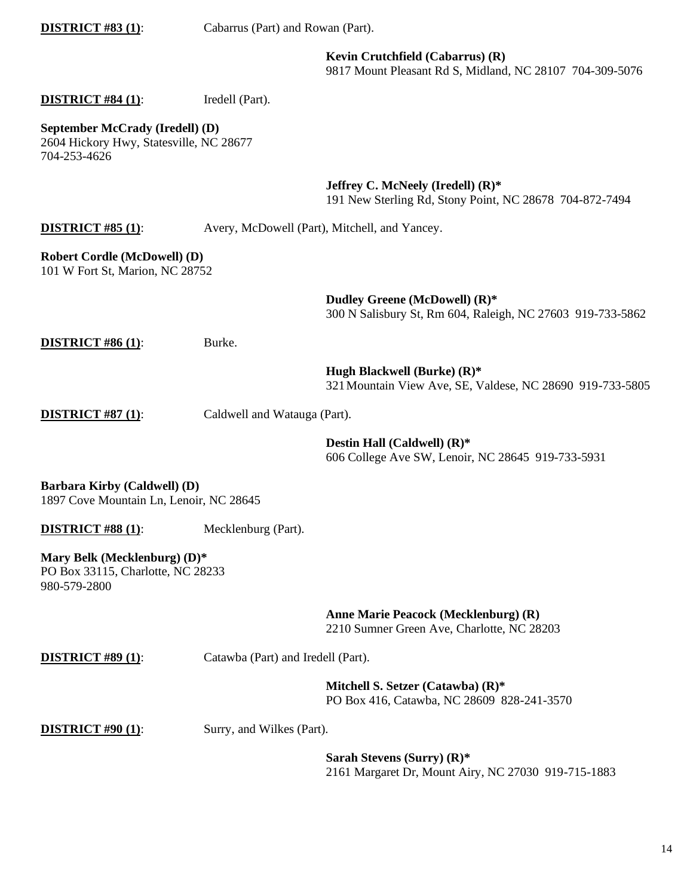**DISTRICT #83 (1)**: Cabarrus (Part) and Rowan (Part).

**Kevin Crutchfield (Cabarrus) (R)**
9817 Mount Pleasant Rd S, Midland, NC 28107 704-309-5076

**DISTRICT #84 (1)**: Iredell (Part).

**September McCrady (Iredell) (D)**
2604 Hickory Hwy, Statesville, NC 28677
704-253-4626

**Jeffrey C. McNeely (Iredell) (R)***
191 New Sterling Rd, Stony Point, NC 28678 704-872-7494

**DISTRICT #85 (1)**: Avery, McDowell (Part), Mitchell, and Yancey.

**Robert Cordle (McDowell) (D)**
101 W Fort St, Marion, NC 28752

**Dudley Greene (McDowell) (R)***
300 N Salisbury St, Rm 604, Raleigh, NC 27603 919-733-5862

**DISTRICT #86 (1)**: Burke.

**Hugh Blackwell (Burke) (R)***
321 Mountain View Ave, SE, Valdese, NC 28690 919-733-5805

**DISTRICT #87 (1)**: Caldwell and Watauga (Part).

**Destin Hall (Caldwell) (R)***
606 College Ave SW, Lenoir, NC 28645 919-733-5931

**Barbara Kirby (Caldwell) (D)**
1897 Cove Mountain Ln, Lenoir, NC 28645

**DISTRICT #88 (1)**: Mecklenburg (Part).

**Mary Belk (Mecklenburg) (D)***
PO Box 33115, Charlotte, NC 28233
980-579-2800

**Anne Marie Peacock (Mecklenburg) (R)**
2210 Sumner Green Ave, Charlotte, NC 28203

**DISTRICT #89 (1)**: Catawba (Part) and Iredell (Part).

**Mitchell S. Setzer (Catawba) (R)***
PO Box 416, Catawba, NC 28609 828-241-3570

**DISTRICT #90 (1)**: Surry, and Wilkes (Part).

**Sarah Stevens (Surry) (R)***
2161 Margaret Dr, Mount Airy, NC 27030 919-715-1883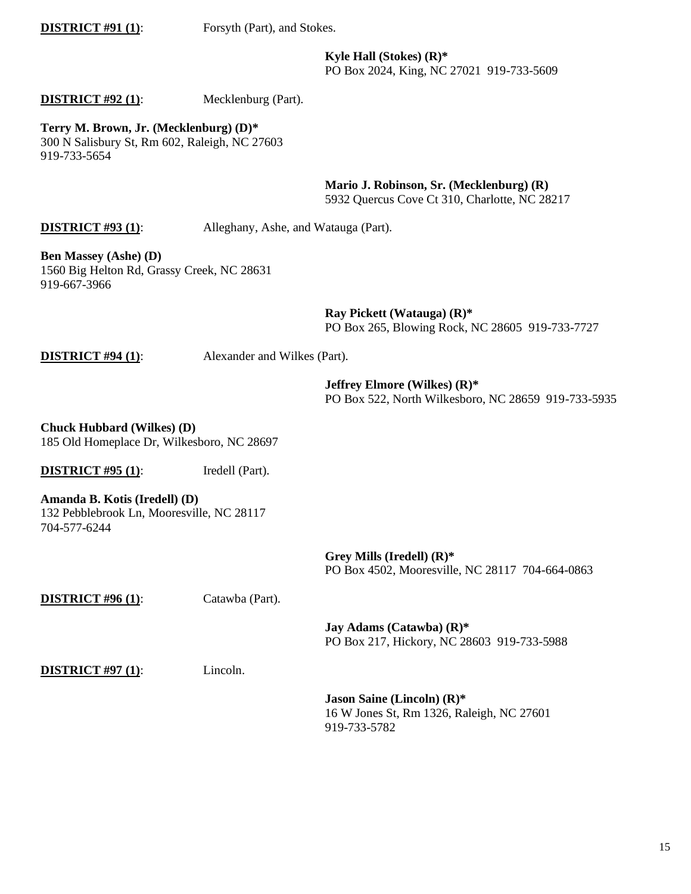**DISTRICT #91 (1)**: Forsyth (Part), and Stokes.

**Kyle Hall (Stokes) (R)***
PO Box 2024, King, NC 27021 919-733-5609

**DISTRICT #92 (1)**: Mecklenburg (Part).

**Terry M. Brown, Jr. (Mecklenburg) (D)***
300 N Salisbury St, Rm 602, Raleigh, NC 27603
919-733-5654

**Mario J. Robinson, Sr. (Mecklenburg) (R)**
5932 Quercus Cove Ct 310, Charlotte, NC 28217

**DISTRICT #93 (1)**: Alleghany, Ashe, and Watauga (Part).

**Ben Massey (Ashe) (D)**
1560 Big Helton Rd, Grassy Creek, NC 28631
919-667-3966

**Ray Pickett (Watauga) (R)***
PO Box 265, Blowing Rock, NC 28605 919-733-7727

**DISTRICT #94 (1)**: Alexander and Wilkes (Part).

**Jeffrey Elmore (Wilkes) (R)***
PO Box 522, North Wilkesboro, NC 28659 919-733-5935

**Chuck Hubbard (Wilkes) (D)**
185 Old Homeplace Dr, Wilkesboro, NC 28697

**DISTRICT #95 (1)**: Iredell (Part).

**Amanda B. Kotis (Iredell) (D)**
132 Pebblebrook Ln, Mooresville, NC 28117
704-577-6244

**Grey Mills (Iredell) (R)***
PO Box 4502, Mooresville, NC 28117 704-664-0863

**DISTRICT #96 (1)**: Catawba (Part).

**Jay Adams (Catawba) (R)***
PO Box 217, Hickory, NC 28603 919-733-5988

**DISTRICT #97 (1)**: Lincoln.

**Jason Saine (Lincoln) (R)***
16 W Jones St, Rm 1326, Raleigh, NC 27601
919-733-5782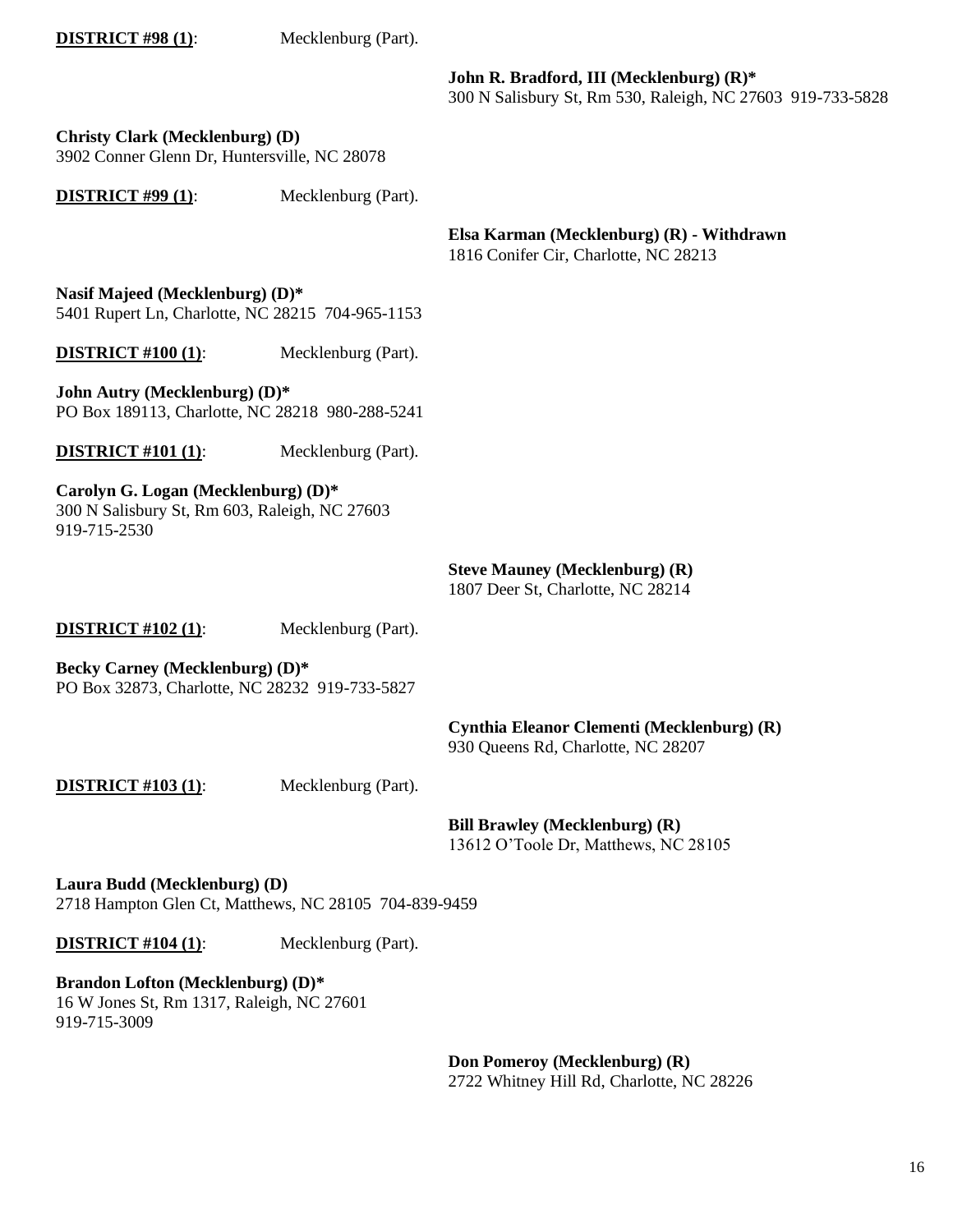**DISTRICT #98 (1)**: Mecklenburg (Part).

**John R. Bradford, III (Mecklenburg) (R)***
300 N Salisbury St, Rm 530, Raleigh, NC 27603 919-733-5828

**Christy Clark (Mecklenburg) (D)**
3902 Conner Glenn Dr, Huntersville, NC 28078

**DISTRICT #99 (1)**: Mecklenburg (Part).

**Elsa Karman (Mecklenburg) (R) - Withdrawn**
1816 Conifer Cir, Charlotte, NC 28213

**Nasif Majeed (Mecklenburg) (D)***
5401 Rupert Ln, Charlotte, NC 28215 704-965-1153

**DISTRICT #100 (1)**: Mecklenburg (Part).

**John Autry (Mecklenburg) (D)***
PO Box 189113, Charlotte, NC 28218 980-288-5241

**DISTRICT #101 (1)**: Mecklenburg (Part).

**Carolyn G. Logan (Mecklenburg) (D)***
300 N Salisbury St, Rm 603, Raleigh, NC 27603
919-715-2530

**Steve Mauney (Mecklenburg) (R)**
1807 Deer St, Charlotte, NC 28214

**DISTRICT #102 (1)**: Mecklenburg (Part).

**Becky Carney (Mecklenburg) (D)***
PO Box 32873, Charlotte, NC 28232 919-733-5827

**Cynthia Eleanor Clementi (Mecklenburg) (R)**
930 Queens Rd, Charlotte, NC 28207

**DISTRICT #103 (1)**: Mecklenburg (Part).

**Bill Brawley (Mecklenburg) (R)**
13612 O'Toole Dr, Matthews, NC 28105

**Laura Budd (Mecklenburg) (D)**
2718 Hampton Glen Ct, Matthews, NC 28105 704-839-9459

**DISTRICT #104 (1)**: Mecklenburg (Part).

**Brandon Lofton (Mecklenburg) (D)***
16 W Jones St, Rm 1317, Raleigh, NC 27601
919-715-3009

**Don Pomeroy (Mecklenburg) (R)**
2722 Whitney Hill Rd, Charlotte, NC 28226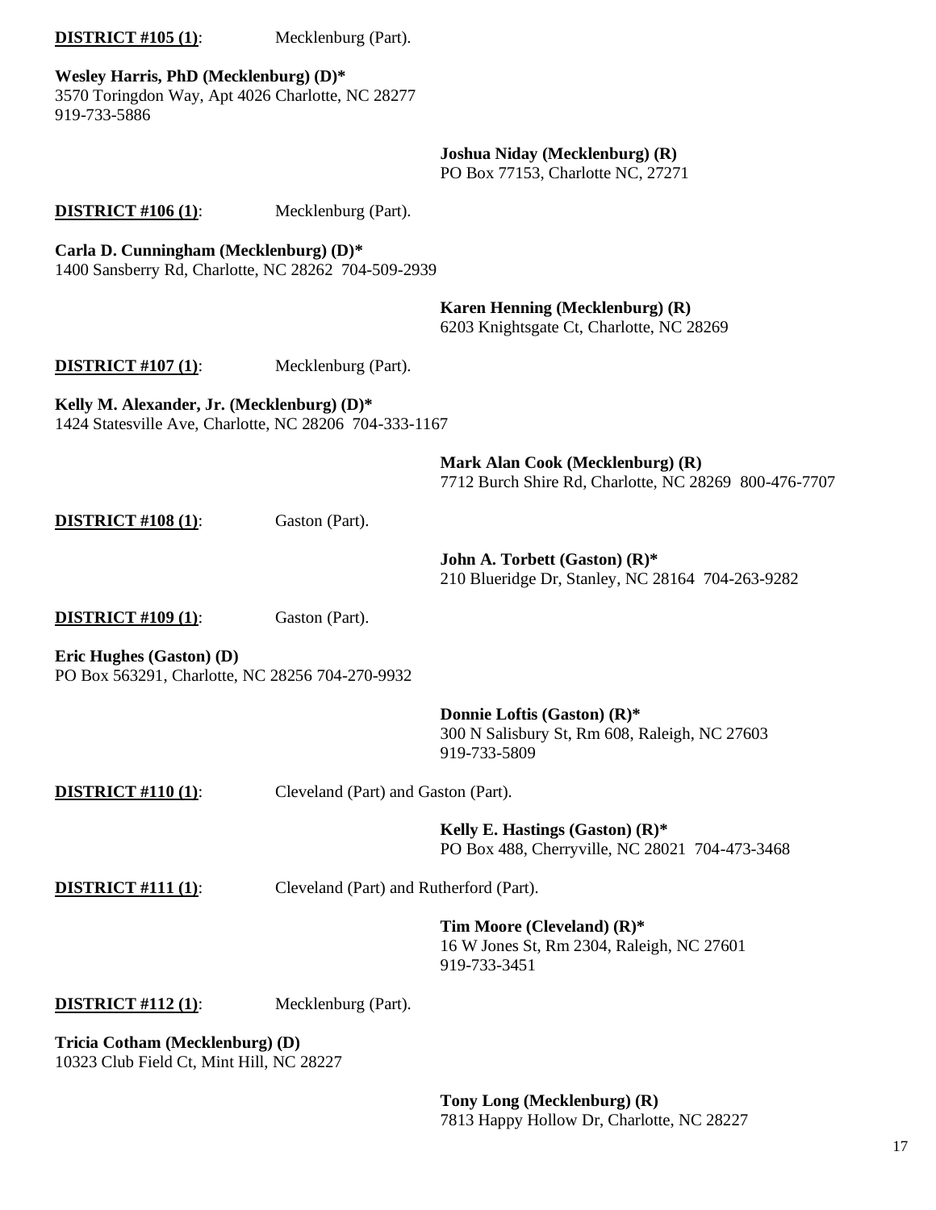**<u>DISTRICT #105 (1)</u>**: Mecklenburg (Part).

**Wesley Harris, PhD (Mecklenburg) (D)***
3570 Toringdon Way, Apt 4026 Charlotte, NC 28277
919-733-5886

**Joshua Niday (Mecklenburg) (R)**
PO Box 77153, Charlotte NC, 27271

**<u>DISTRICT #106 (1)</u>**: Mecklenburg (Part).

**Carla D. Cunningham (Mecklenburg) (D)***
1400 Sansberry Rd, Charlotte, NC 28262 704-509-2939

**Karen Henning (Mecklenburg) (R)**
6203 Knightsgate Ct, Charlotte, NC 28269

**<u>DISTRICT #107 (1)</u>**: Mecklenburg (Part).

**Kelly M. Alexander, Jr. (Mecklenburg) (D)***
1424 Statesville Ave, Charlotte, NC 28206 704-333-1167

**Mark Alan Cook (Mecklenburg) (R)**
7712 Burch Shire Rd, Charlotte, NC 28269 800-476-7707

**<u>DISTRICT #108 (1)</u>**: Gaston (Part).

**John A. Torbett (Gaston) (R)***
210 Blueridge Dr, Stanley, NC 28164 704-263-9282

**<u>DISTRICT #109 (1)</u>**: Gaston (Part).

**Eric Hughes (Gaston) (D)**
PO Box 563291, Charlotte, NC 28256 704-270-9932

**Donnie Loftis (Gaston) (R)***
300 N Salisbury St, Rm 608, Raleigh, NC 27603
919-733-5809

**<u>DISTRICT #110 (1)</u>**: Cleveland (Part) and Gaston (Part).

**Kelly E. Hastings (Gaston) (R)***
PO Box 488, Cherryville, NC 28021 704-473-3468

**<u>DISTRICT #111 (1)</u>**: Cleveland (Part) and Rutherford (Part).

**Tim Moore (Cleveland) (R)***
16 W Jones St, Rm 2304, Raleigh, NC 27601
919-733-3451

**<u>DISTRICT #112 (1)</u>**: Mecklenburg (Part).

**Tricia Cotham (Mecklenburg) (D)**
10323 Club Field Ct, Mint Hill, NC 28227

**Tony Long (Mecklenburg) (R)**
7813 Happy Hollow Dr, Charlotte, NC 28227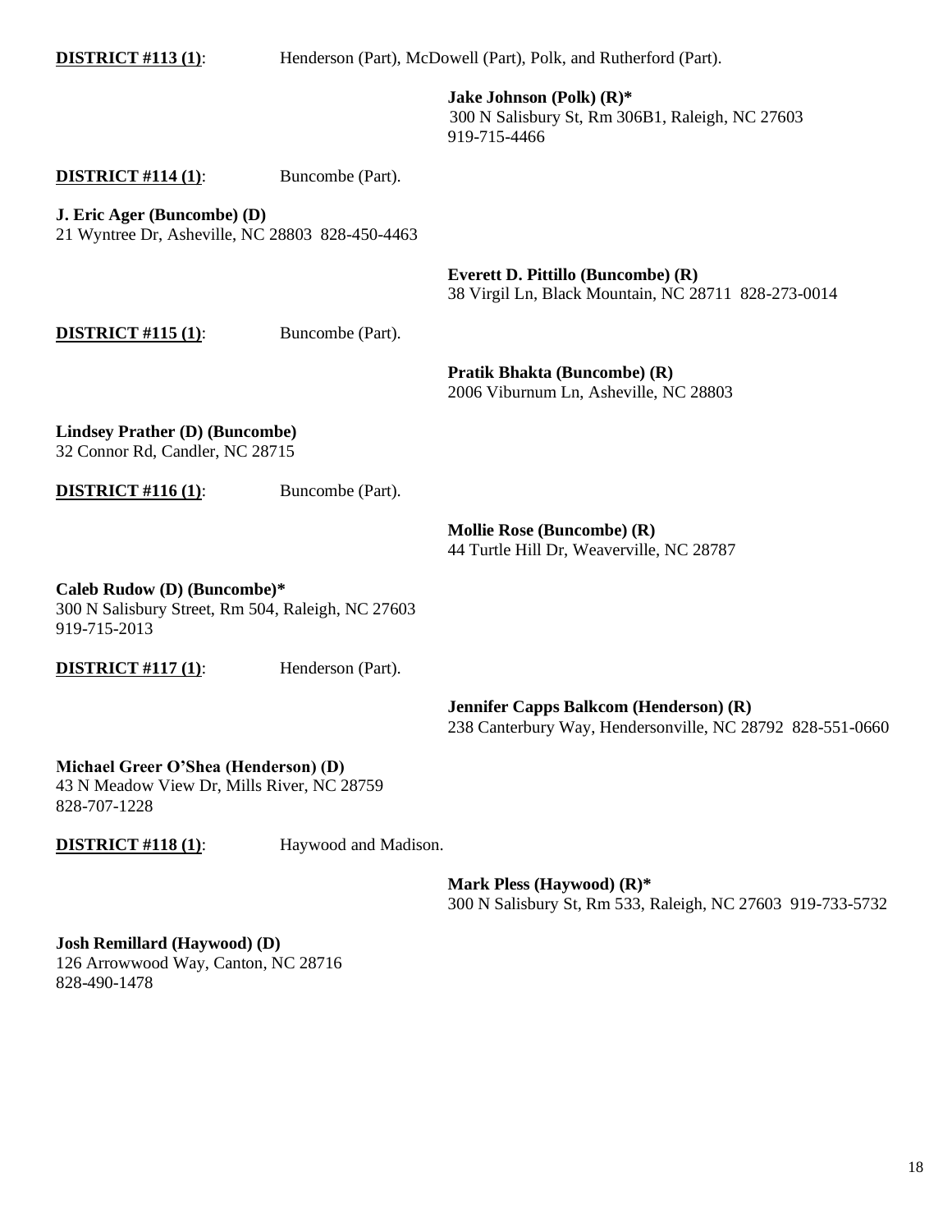**DISTRICT #113 (1)**: Henderson (Part), McDowell (Part), Polk, and Rutherford (Part).

**Jake Johnson (Polk) (R)***
300 N Salisbury St, Rm 306B1, Raleigh, NC 27603
919-715-4466

**DISTRICT #114 (1)**: Buncombe (Part).

**J. Eric Ager (Buncombe) (D)**
21 Wyntree Dr, Asheville, NC 28803 828-450-4463

**Everett D. Pittillo (Buncombe) (R)**
38 Virgil Ln, Black Mountain, NC 28711 828-273-0014

**DISTRICT #115 (1)**: Buncombe (Part).

**Pratik Bhakta (Buncombe) (R)**
2006 Viburnum Ln, Asheville, NC 28803

**Lindsey Prather (D) (Buncombe)**
32 Connor Rd, Candler, NC 28715

**DISTRICT #116 (1)**: Buncombe (Part).

**Mollie Rose (Buncombe) (R)**
44 Turtle Hill Dr, Weaverville, NC 28787

**Caleb Rudow (D) (Buncombe)***
300 N Salisbury Street, Rm 504, Raleigh, NC 27603
919-715-2013

**DISTRICT #117 (1)**: Henderson (Part).

**Jennifer Capps Balkcom (Henderson) (R)**
238 Canterbury Way, Hendersonville, NC 28792 828-551-0660

**Michael Greer O'Shea (Henderson) (D)**
43 N Meadow View Dr, Mills River, NC 28759
828-707-1228

**DISTRICT #118 (1)**: Haywood and Madison.

**Mark Pless (Haywood) (R)***
300 N Salisbury St, Rm 533, Raleigh, NC 27603 919-733-5732

**Josh Remillard (Haywood) (D)**
126 Arrowwood Way, Canton, NC 28716
828-490-1478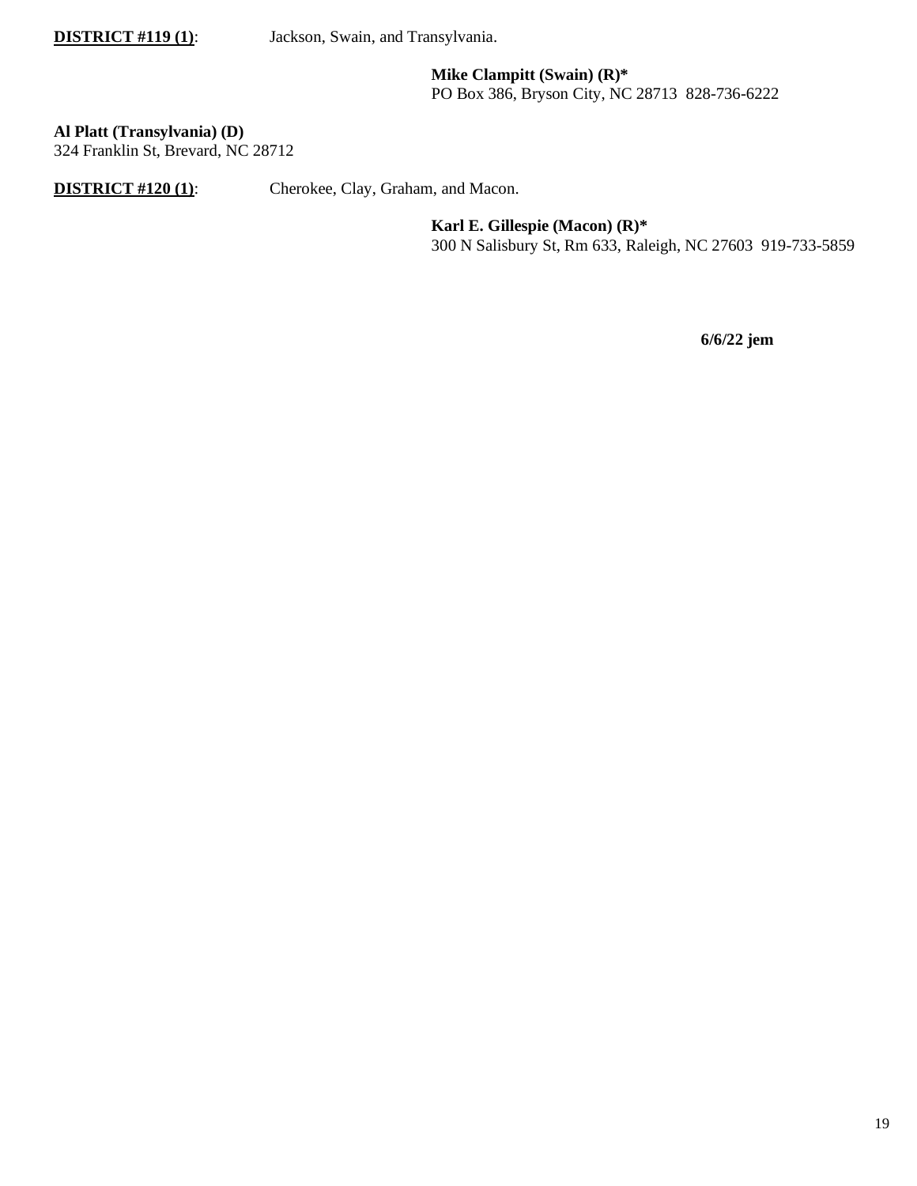**DISTRICT #119 (1)**: Jackson, Swain, and Transylvania.

**Mike Clampitt (Swain) (R)***
PO Box 386, Bryson City, NC 28713 828-736-6222

**Al Platt (Transylvania) (D)**
324 Franklin St, Brevard, NC 28712

**DISTRICT #120 (1)**: Cherokee, Clay, Graham, and Macon.

**Karl E. Gillespie (Macon) (R)***
300 N Salisbury St, Rm 633, Raleigh, NC 27603 919-733-5859

**6/6/22 jem**